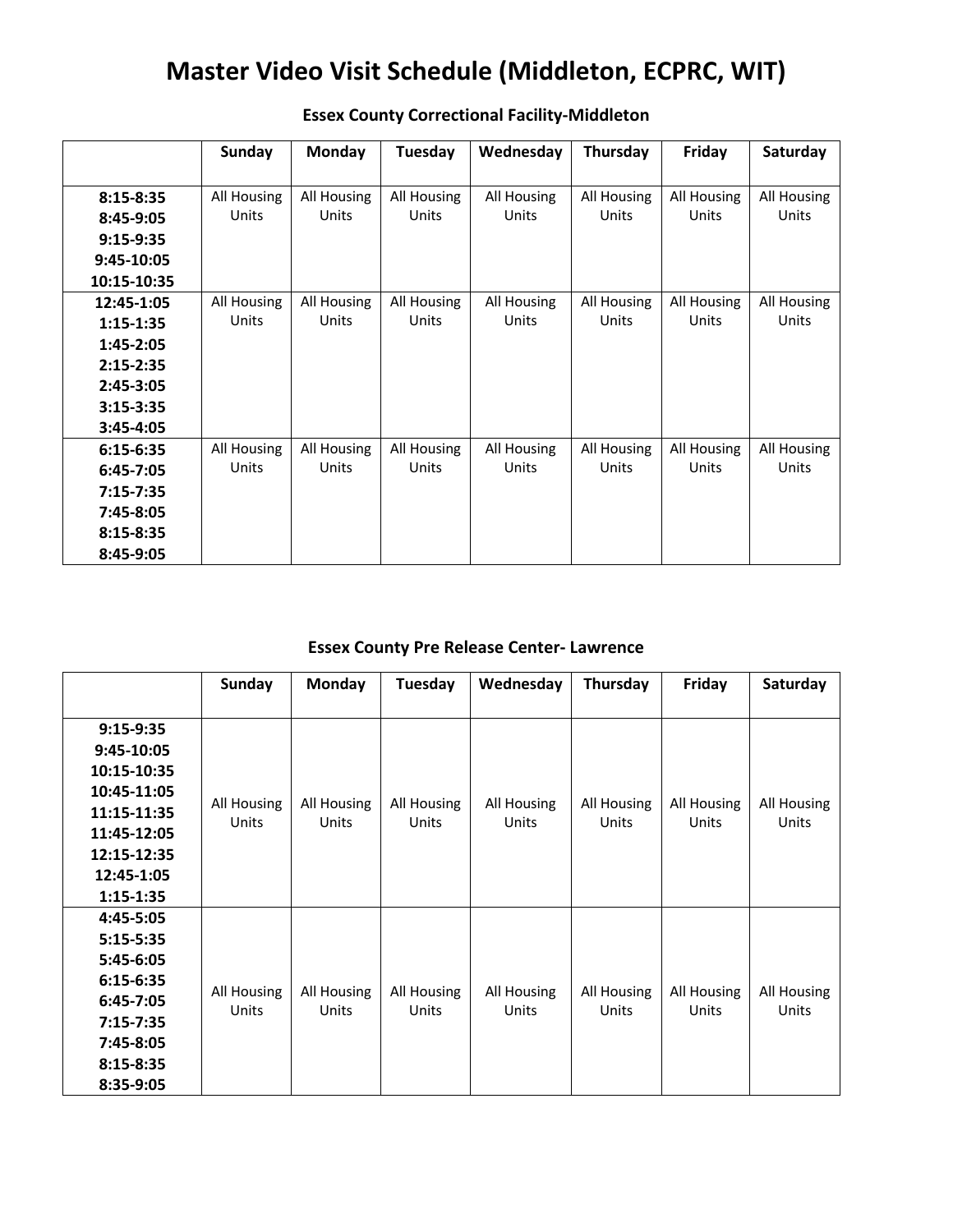# Master Video Visit Schedule (Middleton, ECPRC, WIT)

## Essex County Correctional Facility-Middleton

| | Sunday | Monday | Tuesday | Wednesday | Thursday | Friday | Saturday |
|---|---|---|---|---|---|---|---|
| **8:15-8:35**<br>**8:45-9:05**<br>**9:15-9:35**<br>**9:45-10:05**<br>**10:15-10:35** | All Housing Units | All Housing Units | All Housing Units | All Housing Units | All Housing Units | All Housing Units | All Housing Units |
| **12:45-1:05**<br>**1:15-1:35**<br>**1:45-2:05**<br>**2:15-2:35**<br>**2:45-3:05**<br>**3:15-3:35**<br>**3:45-4:05** | All Housing Units | All Housing Units | All Housing Units | All Housing Units | All Housing Units | All Housing Units | All Housing Units |
| **6:15-6:35**<br>**6:45-7:05**<br>**7:15-7:35**<br>**7:45-8:05**<br>**8:15-8:35**<br>**8:45-9:05** | All Housing Units | All Housing Units | All Housing Units | All Housing Units | All Housing Units | All Housing Units | All Housing Units |

## Essex County Pre Release Center- Lawrence

| | Sunday | Monday | Tuesday | Wednesday | Thursday | Friday | Saturday |
|---|---|---|---|---|---|---|---|
| **9:15-9:35**<br>**9:45-10:05**<br>**10:15-10:35**<br>**10:45-11:05**<br>**11:15-11:35**<br>**11:45-12:05**<br>**12:15-12:35**<br>**12:45-1:05**<br>**1:15-1:35** | All Housing Units | All Housing Units | All Housing Units | All Housing Units | All Housing Units | All Housing Units | All Housing Units |
| **4:45-5:05**<br>**5:15-5:35**<br>**5:45-6:05**<br>**6:15-6:35**<br>**6:45-7:05**<br>**7:15-7:35**<br>**7:45-8:05**<br>**8:15-8:35**<br>**8:35-9:05** | All Housing Units | All Housing Units | All Housing Units | All Housing Units | All Housing Units | All Housing Units | All Housing Units |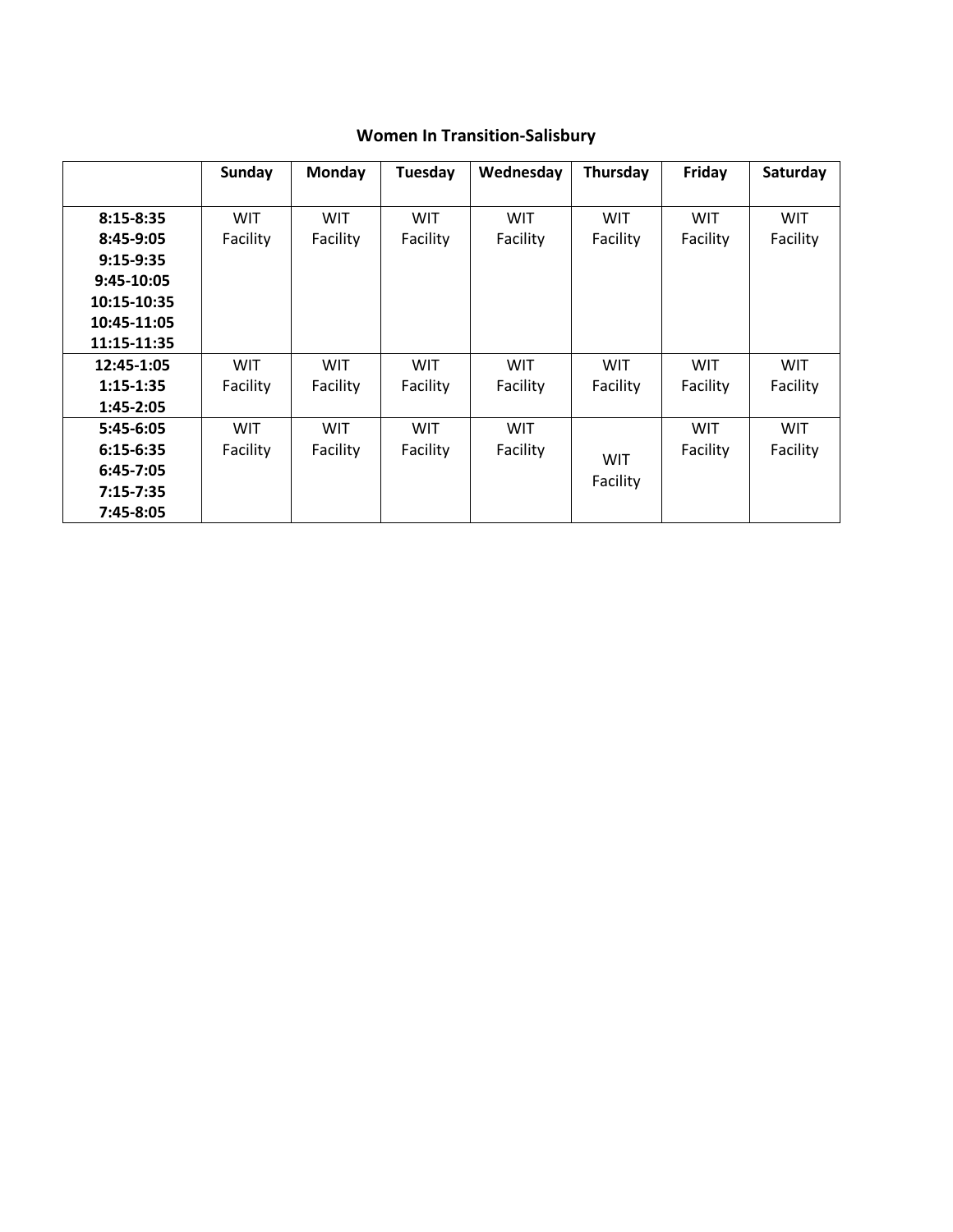**Women In Transition-Salisbury**

| | Sunday | Monday | Tuesday | Wednesday | Thursday | Friday | Saturday |
|---|---|---|---|---|---|---|---|
| **8:15-8:35**<br>**8:45-9:05**<br>**9:15-9:35**<br>**9:45-10:05**<br>**10:15-10:35**<br>**10:45-11:05**<br>**11:15-11:35** | WIT Facility | WIT Facility | WIT Facility | WIT Facility | WIT Facility | WIT Facility | WIT Facility |
| **12:45-1:05**<br>**1:15-1:35**<br>**1:45-2:05** | WIT Facility | WIT Facility | WIT Facility | WIT Facility | WIT Facility | WIT Facility | WIT Facility |
| **5:45-6:05**<br>**6:15-6:35**<br>**6:45-7:05**<br>**7:15-7:35**<br>**7:45-8:05** | WIT Facility | WIT Facility | WIT Facility | WIT Facility | WIT Facility | WIT Facility | WIT Facility |